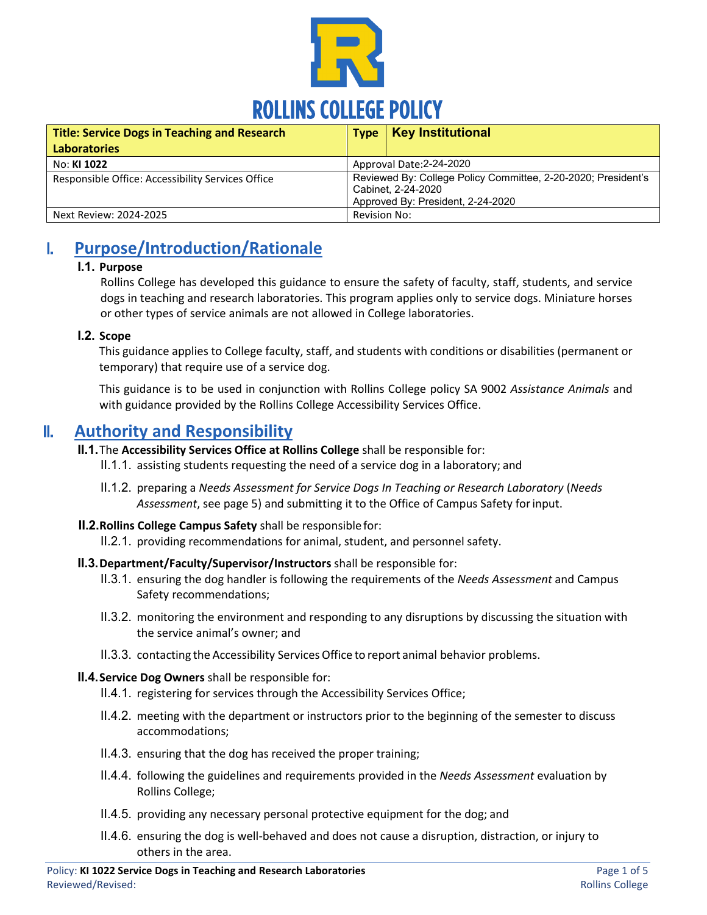# ROLLINS COLLEGE POLICY

| **Title: Service Dogs in Teaching and Research Laboratories** | **Type** | **Key Institutional** |
|---|---|---|
| No: **KI 1022** | Approval Date:2-24-2020 | |
| Responsible Office: Accessibility Services Office | Reviewed By: College Policy Committee, 2-20-2020; President's Cabinet, 2-24-2020<br>Approved By: President, 2-24-2020 | |
| Next Review: 2024-2025 | Revision No: | |

## I. Purpose/Introduction/Rationale

### I.1. Purpose

Rollins College has developed this guidance to ensure the safety of faculty, staff, students, and service dogs in teaching and research laboratories. This program applies only to service dogs. Miniature horses or other types of service animals are not allowed in College laboratories.

### I.2. Scope

This guidance applies to College faculty, staff, and students with conditions or disabilities (permanent or temporary) that require use of a service dog.

This guidance is to be used in conjunction with Rollins College policy SA 9002 *Assistance Animals* and with guidance provided by the Rollins College Accessibility Services Office.

## II. Authority and Responsibility

**II.1.** The **Accessibility Services Office at Rollins College** shall be responsible for:

- II.1.1. assisting students requesting the need of a service dog in a laboratory; and
- II.1.2. preparing a *Needs Assessment for Service Dogs In Teaching or Research Laboratory* (*Needs Assessment*, see page 5) and submitting it to the Office of Campus Safety for input.

**II.2. Rollins College Campus Safety** shall be responsible for:

- II.2.1. providing recommendations for animal, student, and personnel safety.

**II.3. Department/Faculty/Supervisor/Instructors** shall be responsible for:

- II.3.1. ensuring the dog handler is following the requirements of the *Needs Assessment* and Campus Safety recommendations;
- II.3.2. monitoring the environment and responding to any disruptions by discussing the situation with the service animal's owner; and
- II.3.3. contacting the Accessibility Services Office to report animal behavior problems.

**II.4. Service Dog Owners** shall be responsible for:

- II.4.1. registering for services through the Accessibility Services Office;
- II.4.2. meeting with the department or instructors prior to the beginning of the semester to discuss accommodations;
- II.4.3. ensuring that the dog has received the proper training;
- II.4.4. following the guidelines and requirements provided in the *Needs Assessment* evaluation by Rollins College;
- II.4.5. providing any necessary personal protective equipment for the dog; and
- II.4.6. ensuring the dog is well-behaved and does not cause a disruption, distraction, or injury to others in the area.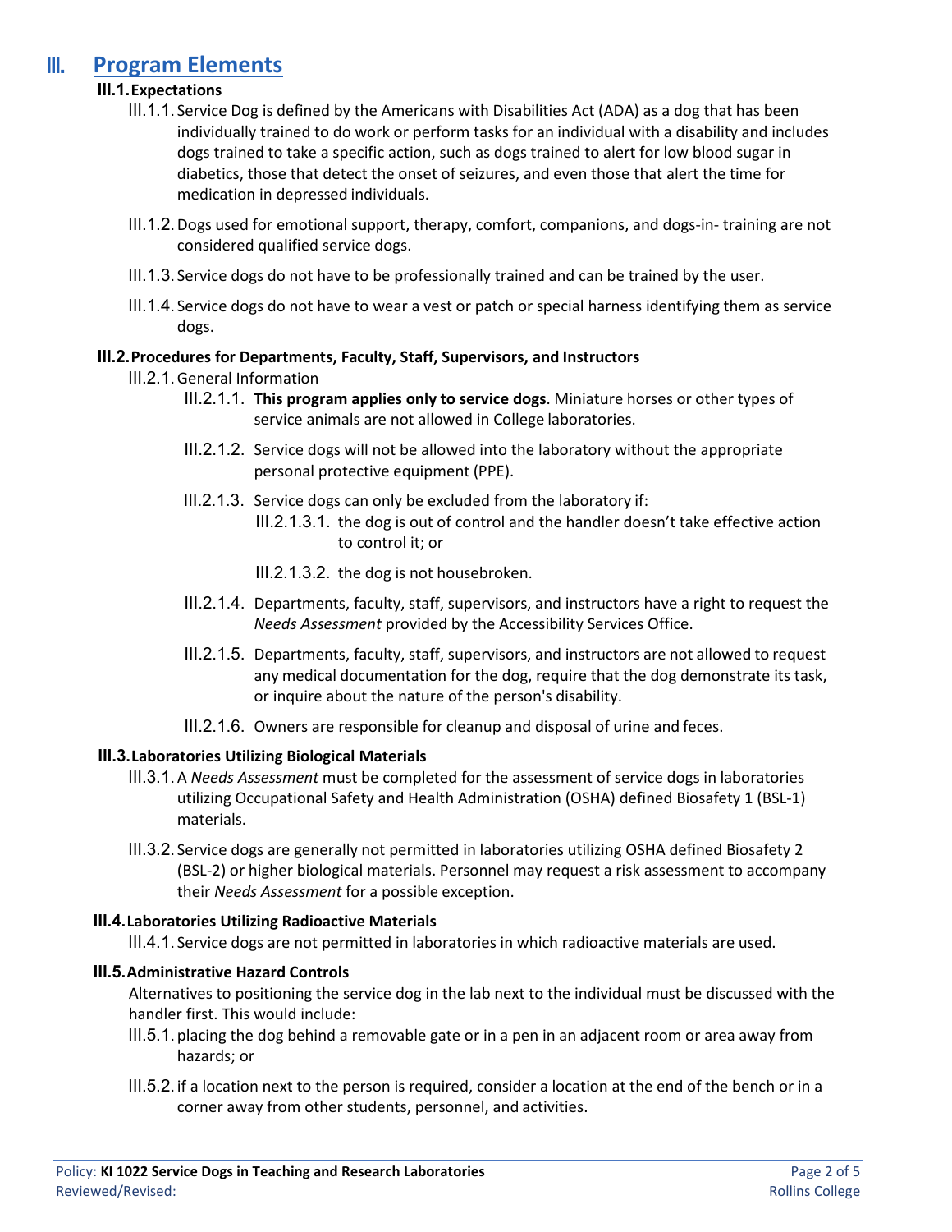# III. Program Elements

### III.1. Expectations

III.1.1. Service Dog is defined by the Americans with Disabilities Act (ADA) as a dog that has been individually trained to do work or perform tasks for an individual with a disability and includes dogs trained to take a specific action, such as dogs trained to alert for low blood sugar in diabetics, those that detect the onset of seizures, and even those that alert the time for medication in depressed individuals.

III.1.2. Dogs used for emotional support, therapy, comfort, companions, and dogs-in- training are not considered qualified service dogs.

III.1.3. Service dogs do not have to be professionally trained and can be trained by the user.

III.1.4. Service dogs do not have to wear a vest or patch or special harness identifying them as service dogs.

### III.2. Procedures for Departments, Faculty, Staff, Supervisors, and Instructors

III.2.1. General Information

- III.2.1.1. **This program applies only to service dogs**. Miniature horses or other types of service animals are not allowed in College laboratories.
- III.2.1.2. Service dogs will not be allowed into the laboratory without the appropriate personal protective equipment (PPE).
- III.2.1.3. Service dogs can only be excluded from the laboratory if:
  - III.2.1.3.1. the dog is out of control and the handler doesn't take effective action to control it; or
  - III.2.1.3.2. the dog is not housebroken.
- III.2.1.4. Departments, faculty, staff, supervisors, and instructors have a right to request the *Needs Assessment* provided by the Accessibility Services Office.
- III.2.1.5. Departments, faculty, staff, supervisors, and instructors are not allowed to request any medical documentation for the dog, require that the dog demonstrate its task, or inquire about the nature of the person's disability.
- III.2.1.6. Owners are responsible for cleanup and disposal of urine and feces.

### III.3. Laboratories Utilizing Biological Materials

III.3.1. A *Needs Assessment* must be completed for the assessment of service dogs in laboratories utilizing Occupational Safety and Health Administration (OSHA) defined Biosafety 1 (BSL-1) materials.

III.3.2. Service dogs are generally not permitted in laboratories utilizing OSHA defined Biosafety 2 (BSL-2) or higher biological materials. Personnel may request a risk assessment to accompany their *Needs Assessment* for a possible exception.

### III.4. Laboratories Utilizing Radioactive Materials

III.4.1. Service dogs are not permitted in laboratories in which radioactive materials are used.

### III.5. Administrative Hazard Controls

Alternatives to positioning the service dog in the lab next to the individual must be discussed with the handler first. This would include:

III.5.1. placing the dog behind a removable gate or in a pen in an adjacent room or area away from hazards; or

III.5.2. if a location next to the person is required, consider a location at the end of the bench or in a corner away from other students, personnel, and activities.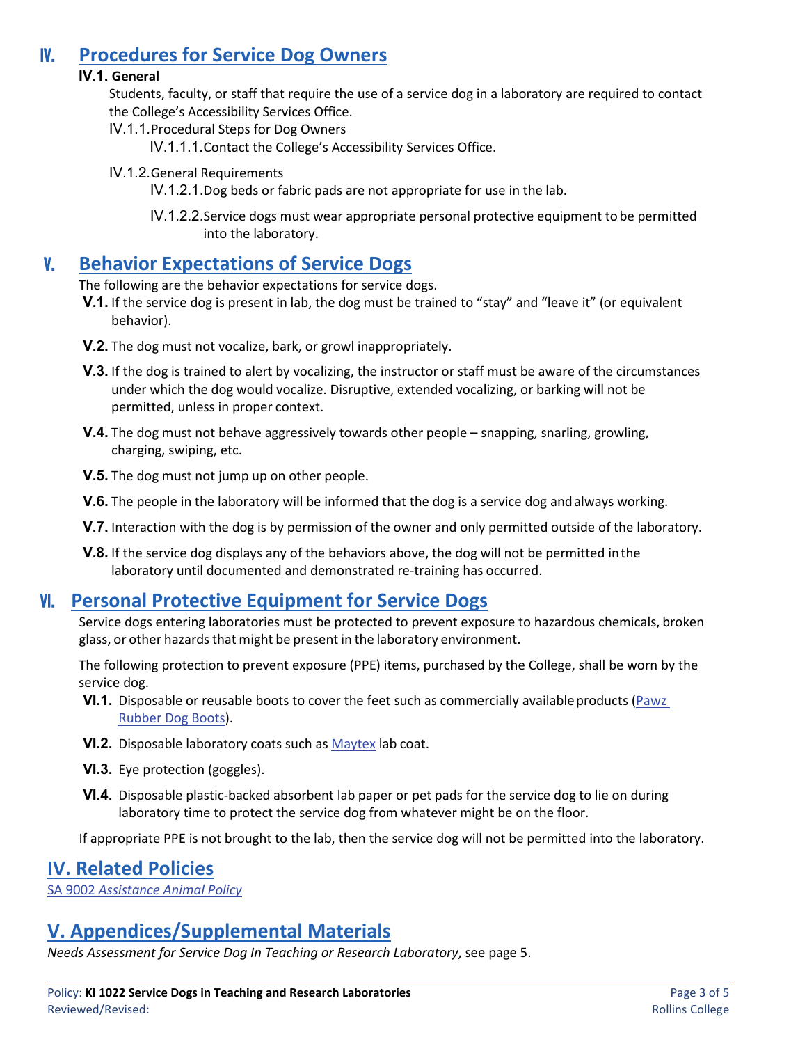## IV. Procedures for Service Dog Owners

### IV.1. General

Students, faculty, or staff that require the use of a service dog in a laboratory are required to contact the College's Accessibility Services Office.

IV.1.1. Procedural Steps for Dog Owners

IV.1.1.1. Contact the College's Accessibility Services Office.

IV.1.2. General Requirements

IV.1.2.1. Dog beds or fabric pads are not appropriate for use in the lab.

IV.1.2.2. Service dogs must wear appropriate personal protective equipment to be permitted into the laboratory.

## V. Behavior Expectations of Service Dogs

The following are the behavior expectations for service dogs.

**V.1.** If the service dog is present in lab, the dog must be trained to "stay" and "leave it" (or equivalent behavior).

**V.2.** The dog must not vocalize, bark, or growl inappropriately.

**V.3.** If the dog is trained to alert by vocalizing, the instructor or staff must be aware of the circumstances under which the dog would vocalize. Disruptive, extended vocalizing, or barking will not be permitted, unless in proper context.

**V.4.** The dog must not behave aggressively towards other people – snapping, snarling, growling, charging, swiping, etc.

**V.5.** The dog must not jump up on other people.

**V.6.** The people in the laboratory will be informed that the dog is a service dog and always working.

**V.7.** Interaction with the dog is by permission of the owner and only permitted outside of the laboratory.

**V.8.** If the service dog displays any of the behaviors above, the dog will not be permitted in the laboratory until documented and demonstrated re-training has occurred.

## VI. Personal Protective Equipment for Service Dogs

Service dogs entering laboratories must be protected to prevent exposure to hazardous chemicals, broken glass, or other hazards that might be present in the laboratory environment.

The following protection to prevent exposure (PPE) items, purchased by the College, shall be worn by the service dog.

**VI.1.** Disposable or reusable boots to cover the feet such as commercially available products (Pawz Rubber Dog Boots).

**VI.2.** Disposable laboratory coats such as Maytex lab coat.

**VI.3.** Eye protection (goggles).

**VI.4.** Disposable plastic-backed absorbent lab paper or pet pads for the service dog to lie on during laboratory time to protect the service dog from whatever might be on the floor.

If appropriate PPE is not brought to the lab, then the service dog will not be permitted into the laboratory.

## IV. Related Policies

SA 9002 *Assistance Animal Policy*

## V. Appendices/Supplemental Materials

*Needs Assessment for Service Dog In Teaching or Research Laboratory*, see page 5.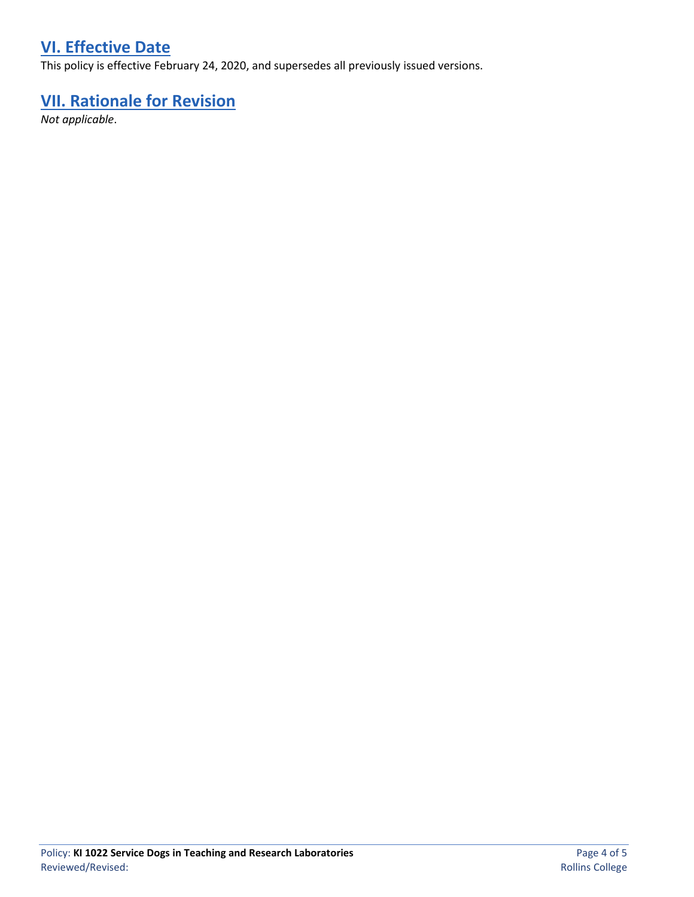## VI. Effective Date

This policy is effective February 24, 2020, and supersedes all previously issued versions.

## VII. Rationale for Revision

*Not applicable*.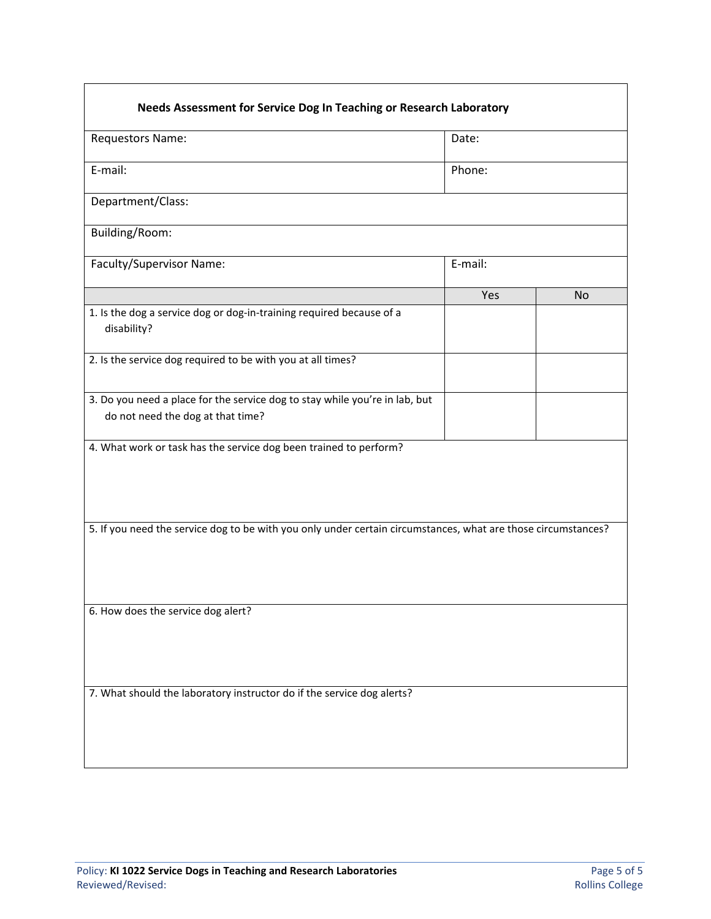## Needs Assessment for Service Dog In Teaching or Research Laboratory

| | | |
|---|---|---|
| Requestors Name: | Date: | |
| E-mail: | Phone: | |
| Department/Class: | | |
| Building/Room: | | |
| Faculty/Supervisor Name: | E-mail: | |
| | Yes | No |
| 1. Is the dog a service dog or dog-in-training required because of a disability? | | |
| 2. Is the service dog required to be with you at all times? | | |
| 3. Do you need a place for the service dog to stay while you're in lab, but do not need the dog at that time? | | |
| 4. What work or task has the service dog been trained to perform? | | |
| 5. If you need the service dog to be with you only under certain circumstances, what are those circumstances? | | |
| 6. How does the service dog alert? | | |
| 7. What should the laboratory instructor do if the service dog alerts? | | |

Policy: **KI 1022 Service Dogs in Teaching and Research Laboratories**
Reviewed/Revised:
Rollins College